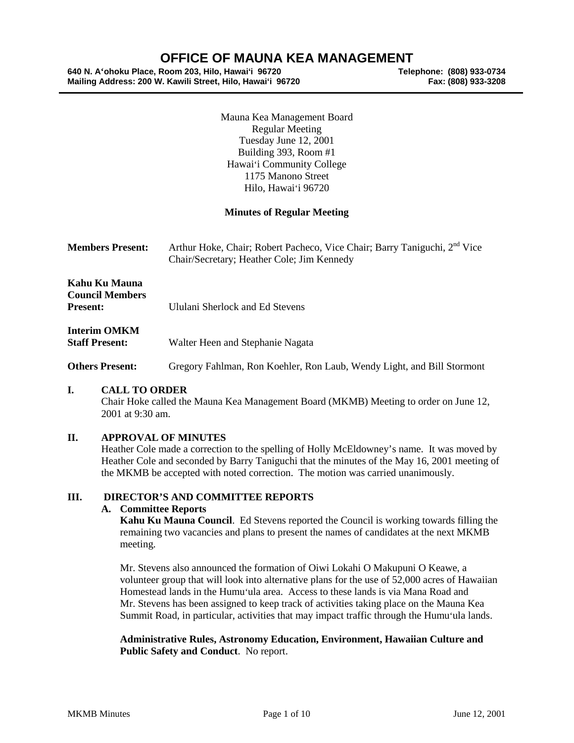# OFFICE OF MAUNA KEA MANAGEMENT

**640 N. Aʻohoku Place, Room 203, Hilo, Hawaiʻi 96720** **Telephone: (808) 933-0734**
**Mailing Address: 200 W. Kawili Street, Hilo, Hawaiʻi 96720** **Fax: (808) 933-3208**

Mauna Kea Management Board
Regular Meeting
Tuesday June 12, 2001
Building 393, Room #1
Hawaiʻi Community College
1175 Manono Street
Hilo, Hawaiʻi 96720

**Minutes of Regular Meeting**

**Members Present:** Arthur Hoke, Chair; Robert Pacheco, Vice Chair; Barry Taniguchi, 2nd Vice Chair/Secretary; Heather Cole; Jim Kennedy

**Kahu Ku Mauna Council Members Present:** Ululani Sherlock and Ed Stevens

**Interim OMKM Staff Present:** Walter Heen and Stephanie Nagata

**Others Present:** Gregory Fahlman, Ron Koehler, Ron Laub, Wendy Light, and Bill Stormont

## I. CALL TO ORDER

Chair Hoke called the Mauna Kea Management Board (MKMB) Meeting to order on June 12, 2001 at 9:30 am.

## II. APPROVAL OF MINUTES

Heather Cole made a correction to the spelling of Holly McEldowney's name. It was moved by Heather Cole and seconded by Barry Taniguchi that the minutes of the May 16, 2001 meeting of the MKMB be accepted with noted correction. The motion was carried unanimously.

## III. DIRECTOR'S AND COMMITTEE REPORTS

### A. Committee Reports

**Kahu Ku Mauna Council**. Ed Stevens reported the Council is working towards filling the remaining two vacancies and plans to present the names of candidates at the next MKMB meeting.

Mr. Stevens also announced the formation of Oiwi Lokahi O Makupuni O Keawe, a volunteer group that will look into alternative plans for the use of 52,000 acres of Hawaiian Homestead lands in the Humuʻula area. Access to these lands is via Mana Road and Mr. Stevens has been assigned to keep track of activities taking place on the Mauna Kea Summit Road, in particular, activities that may impact traffic through the Humuʻula lands.

**Administrative Rules, Astronomy Education, Environment, Hawaiian Culture and Public Safety and Conduct**. No report.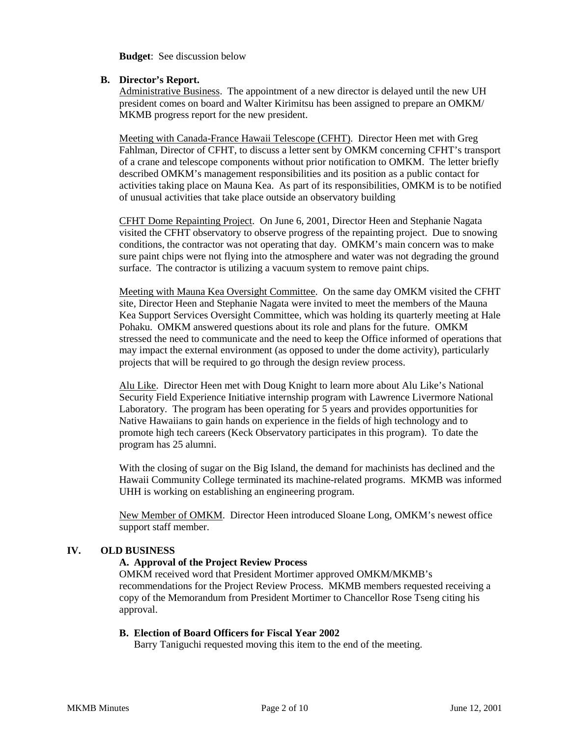**Budget**: See discussion below

**B. Director's Report.**

Administrative Business. The appointment of a new director is delayed until the new UH president comes on board and Walter Kirimitsu has been assigned to prepare an OMKM/ MKMB progress report for the new president.

Meeting with Canada-France Hawaii Telescope (CFHT). Director Heen met with Greg Fahlman, Director of CFHT, to discuss a letter sent by OMKM concerning CFHT's transport of a crane and telescope components without prior notification to OMKM. The letter briefly described OMKM's management responsibilities and its position as a public contact for activities taking place on Mauna Kea. As part of its responsibilities, OMKM is to be notified of unusual activities that take place outside an observatory building

CFHT Dome Repainting Project. On June 6, 2001, Director Heen and Stephanie Nagata visited the CFHT observatory to observe progress of the repainting project. Due to snowing conditions, the contractor was not operating that day. OMKM's main concern was to make sure paint chips were not flying into the atmosphere and water was not degrading the ground surface. The contractor is utilizing a vacuum system to remove paint chips.

Meeting with Mauna Kea Oversight Committee. On the same day OMKM visited the CFHT site, Director Heen and Stephanie Nagata were invited to meet the members of the Mauna Kea Support Services Oversight Committee, which was holding its quarterly meeting at Hale Pohaku. OMKM answered questions about its role and plans for the future. OMKM stressed the need to communicate and the need to keep the Office informed of operations that may impact the external environment (as opposed to under the dome activity), particularly projects that will be required to go through the design review process.

Alu Like. Director Heen met with Doug Knight to learn more about Alu Like's National Security Field Experience Initiative internship program with Lawrence Livermore National Laboratory. The program has been operating for 5 years and provides opportunities for Native Hawaiians to gain hands on experience in the fields of high technology and to promote high tech careers (Keck Observatory participates in this program). To date the program has 25 alumni.

With the closing of sugar on the Big Island, the demand for machinists has declined and the Hawaii Community College terminated its machine-related programs. MKMB was informed UHH is working on establishing an engineering program.

New Member of OMKM. Director Heen introduced Sloane Long, OMKM's newest office support staff member.

## IV. OLD BUSINESS

**A. Approval of the Project Review Process**

OMKM received word that President Mortimer approved OMKM/MKMB's recommendations for the Project Review Process. MKMB members requested receiving a copy of the Memorandum from President Mortimer to Chancellor Rose Tseng citing his approval.

**B. Election of Board Officers for Fiscal Year 2002**

Barry Taniguchi requested moving this item to the end of the meeting.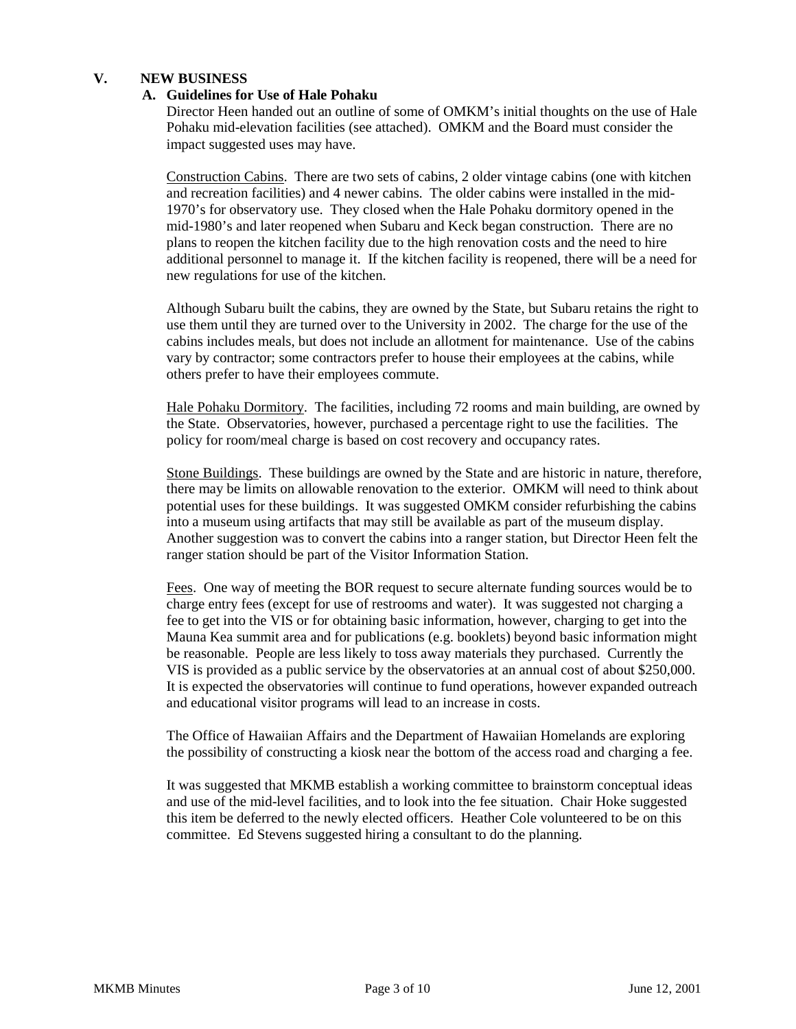## V. NEW BUSINESS

### A. Guidelines for Use of Hale Pohaku

Director Heen handed out an outline of some of OMKM's initial thoughts on the use of Hale Pohaku mid-elevation facilities (see attached). OMKM and the Board must consider the impact suggested uses may have.

Construction Cabins. There are two sets of cabins, 2 older vintage cabins (one with kitchen and recreation facilities) and 4 newer cabins. The older cabins were installed in the mid-1970's for observatory use. They closed when the Hale Pohaku dormitory opened in the mid-1980's and later reopened when Subaru and Keck began construction. There are no plans to reopen the kitchen facility due to the high renovation costs and the need to hire additional personnel to manage it. If the kitchen facility is reopened, there will be a need for new regulations for use of the kitchen.

Although Subaru built the cabins, they are owned by the State, but Subaru retains the right to use them until they are turned over to the University in 2002. The charge for the use of the cabins includes meals, but does not include an allotment for maintenance. Use of the cabins vary by contractor; some contractors prefer to house their employees at the cabins, while others prefer to have their employees commute.

Hale Pohaku Dormitory. The facilities, including 72 rooms and main building, are owned by the State. Observatories, however, purchased a percentage right to use the facilities. The policy for room/meal charge is based on cost recovery and occupancy rates.

Stone Buildings. These buildings are owned by the State and are historic in nature, therefore, there may be limits on allowable renovation to the exterior. OMKM will need to think about potential uses for these buildings. It was suggested OMKM consider refurbishing the cabins into a museum using artifacts that may still be available as part of the museum display. Another suggestion was to convert the cabins into a ranger station, but Director Heen felt the ranger station should be part of the Visitor Information Station.

Fees. One way of meeting the BOR request to secure alternate funding sources would be to charge entry fees (except for use of restrooms and water). It was suggested not charging a fee to get into the VIS or for obtaining basic information, however, charging to get into the Mauna Kea summit area and for publications (e.g. booklets) beyond basic information might be reasonable. People are less likely to toss away materials they purchased. Currently the VIS is provided as a public service by the observatories at an annual cost of about $250,000. It is expected the observatories will continue to fund operations, however expanded outreach and educational visitor programs will lead to an increase in costs.

The Office of Hawaiian Affairs and the Department of Hawaiian Homelands are exploring the possibility of constructing a kiosk near the bottom of the access road and charging a fee.

It was suggested that MKMB establish a working committee to brainstorm conceptual ideas and use of the mid-level facilities, and to look into the fee situation. Chair Hoke suggested this item be deferred to the newly elected officers. Heather Cole volunteered to be on this committee. Ed Stevens suggested hiring a consultant to do the planning.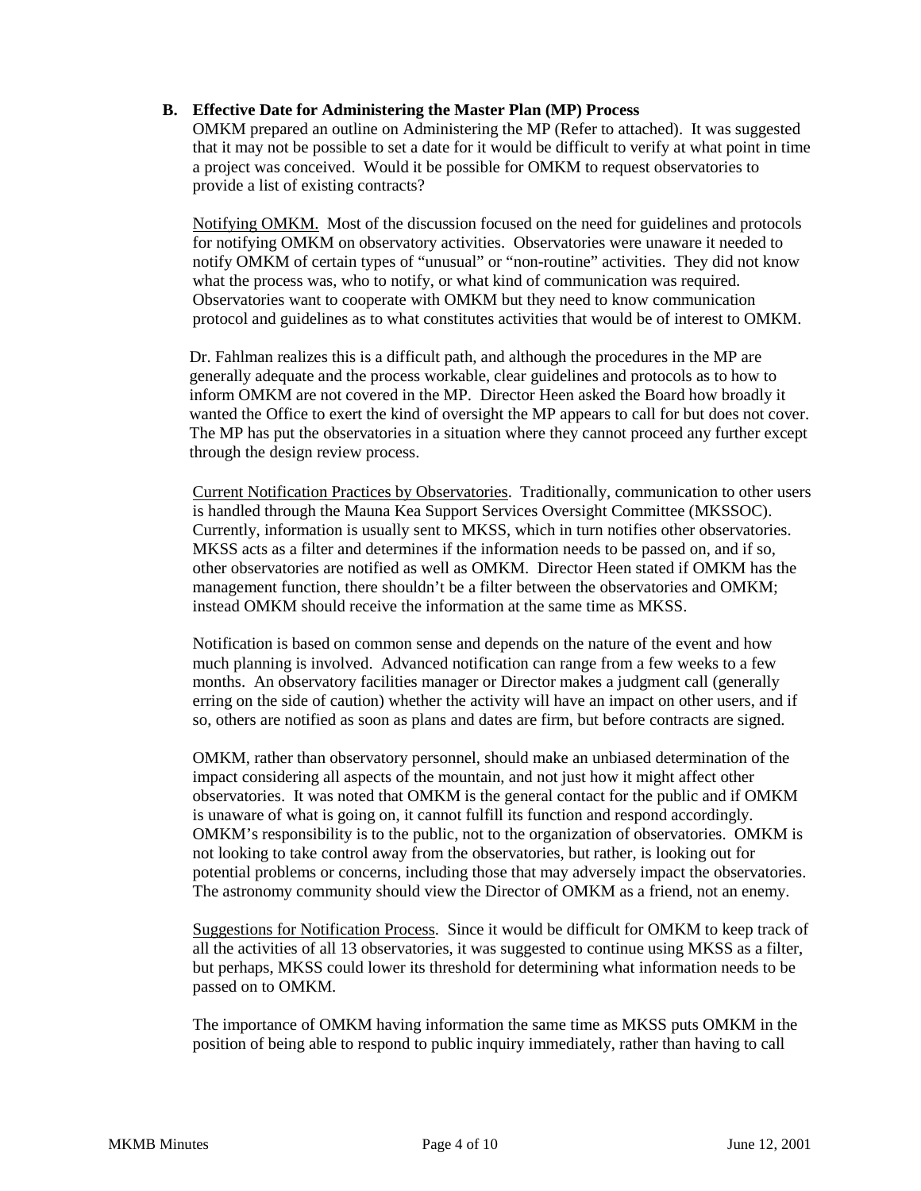**B. Effective Date for Administering the Master Plan (MP) Process**

OMKM prepared an outline on Administering the MP (Refer to attached). It was suggested that it may not be possible to set a date for it would be difficult to verify at what point in time a project was conceived. Would it be possible for OMKM to request observatories to provide a list of existing contracts?

Notifying OMKM. Most of the discussion focused on the need for guidelines and protocols for notifying OMKM on observatory activities. Observatories were unaware it needed to notify OMKM of certain types of "unusual" or "non-routine" activities. They did not know what the process was, who to notify, or what kind of communication was required. Observatories want to cooperate with OMKM but they need to know communication protocol and guidelines as to what constitutes activities that would be of interest to OMKM.

Dr. Fahlman realizes this is a difficult path, and although the procedures in the MP are generally adequate and the process workable, clear guidelines and protocols as to how to inform OMKM are not covered in the MP. Director Heen asked the Board how broadly it wanted the Office to exert the kind of oversight the MP appears to call for but does not cover. The MP has put the observatories in a situation where they cannot proceed any further except through the design review process.

Current Notification Practices by Observatories. Traditionally, communication to other users is handled through the Mauna Kea Support Services Oversight Committee (MKSSOC). Currently, information is usually sent to MKSS, which in turn notifies other observatories. MKSS acts as a filter and determines if the information needs to be passed on, and if so, other observatories are notified as well as OMKM. Director Heen stated if OMKM has the management function, there shouldn't be a filter between the observatories and OMKM; instead OMKM should receive the information at the same time as MKSS.

Notification is based on common sense and depends on the nature of the event and how much planning is involved. Advanced notification can range from a few weeks to a few months. An observatory facilities manager or Director makes a judgment call (generally erring on the side of caution) whether the activity will have an impact on other users, and if so, others are notified as soon as plans and dates are firm, but before contracts are signed.

OMKM, rather than observatory personnel, should make an unbiased determination of the impact considering all aspects of the mountain, and not just how it might affect other observatories. It was noted that OMKM is the general contact for the public and if OMKM is unaware of what is going on, it cannot fulfill its function and respond accordingly. OMKM's responsibility is to the public, not to the organization of observatories. OMKM is not looking to take control away from the observatories, but rather, is looking out for potential problems or concerns, including those that may adversely impact the observatories. The astronomy community should view the Director of OMKM as a friend, not an enemy.

Suggestions for Notification Process. Since it would be difficult for OMKM to keep track of all the activities of all 13 observatories, it was suggested to continue using MKSS as a filter, but perhaps, MKSS could lower its threshold for determining what information needs to be passed on to OMKM.

The importance of OMKM having information the same time as MKSS puts OMKM in the position of being able to respond to public inquiry immediately, rather than having to call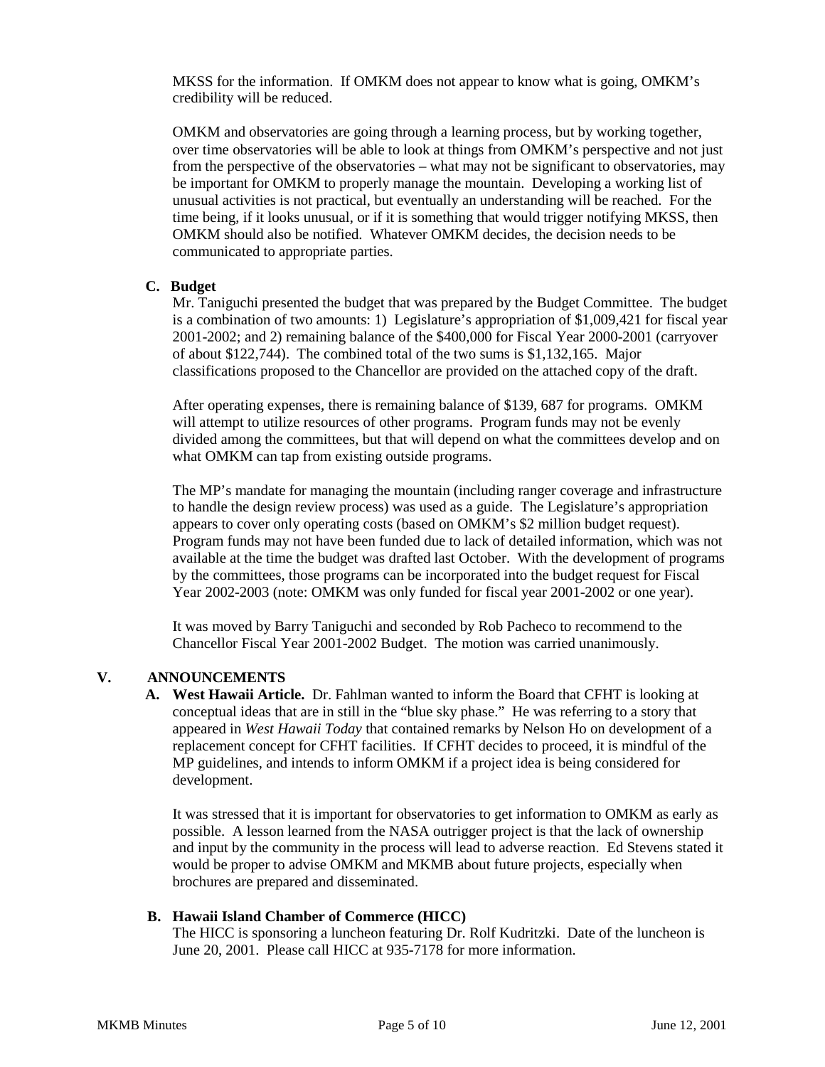MKSS for the information. If OMKM does not appear to know what is going, OMKM's credibility will be reduced.

OMKM and observatories are going through a learning process, but by working together, over time observatories will be able to look at things from OMKM's perspective and not just from the perspective of the observatories – what may not be significant to observatories, may be important for OMKM to properly manage the mountain. Developing a working list of unusual activities is not practical, but eventually an understanding will be reached. For the time being, if it looks unusual, or if it is something that would trigger notifying MKSS, then OMKM should also be notified. Whatever OMKM decides, the decision needs to be communicated to appropriate parties.

### C. Budget

Mr. Taniguchi presented the budget that was prepared by the Budget Committee. The budget is a combination of two amounts: 1) Legislature's appropriation of $1,009,421 for fiscal year 2001-2002; and 2) remaining balance of the $400,000 for Fiscal Year 2000-2001 (carryover of about $122,744). The combined total of the two sums is $1,132,165. Major classifications proposed to the Chancellor are provided on the attached copy of the draft.

After operating expenses, there is remaining balance of $139, 687 for programs. OMKM will attempt to utilize resources of other programs. Program funds may not be evenly divided among the committees, but that will depend on what the committees develop and on what OMKM can tap from existing outside programs.

The MP's mandate for managing the mountain (including ranger coverage and infrastructure to handle the design review process) was used as a guide. The Legislature's appropriation appears to cover only operating costs (based on OMKM's $2 million budget request). Program funds may not have been funded due to lack of detailed information, which was not available at the time the budget was drafted last October. With the development of programs by the committees, those programs can be incorporated into the budget request for Fiscal Year 2002-2003 (note: OMKM was only funded for fiscal year 2001-2002 or one year).

It was moved by Barry Taniguchi and seconded by Rob Pacheco to recommend to the Chancellor Fiscal Year 2001-2002 Budget. The motion was carried unanimously.

## V. ANNOUNCEMENTS

**A. West Hawaii Article.** Dr. Fahlman wanted to inform the Board that CFHT is looking at conceptual ideas that are in still in the "blue sky phase." He was referring to a story that appeared in *West Hawaii Today* that contained remarks by Nelson Ho on development of a replacement concept for CFHT facilities. If CFHT decides to proceed, it is mindful of the MP guidelines, and intends to inform OMKM if a project idea is being considered for development.

It was stressed that it is important for observatories to get information to OMKM as early as possible. A lesson learned from the NASA outrigger project is that the lack of ownership and input by the community in the process will lead to adverse reaction. Ed Stevens stated it would be proper to advise OMKM and MKMB about future projects, especially when brochures are prepared and disseminated.

**B. Hawaii Island Chamber of Commerce (HICC)**

The HICC is sponsoring a luncheon featuring Dr. Rolf Kudritzki. Date of the luncheon is June 20, 2001. Please call HICC at 935-7178 for more information.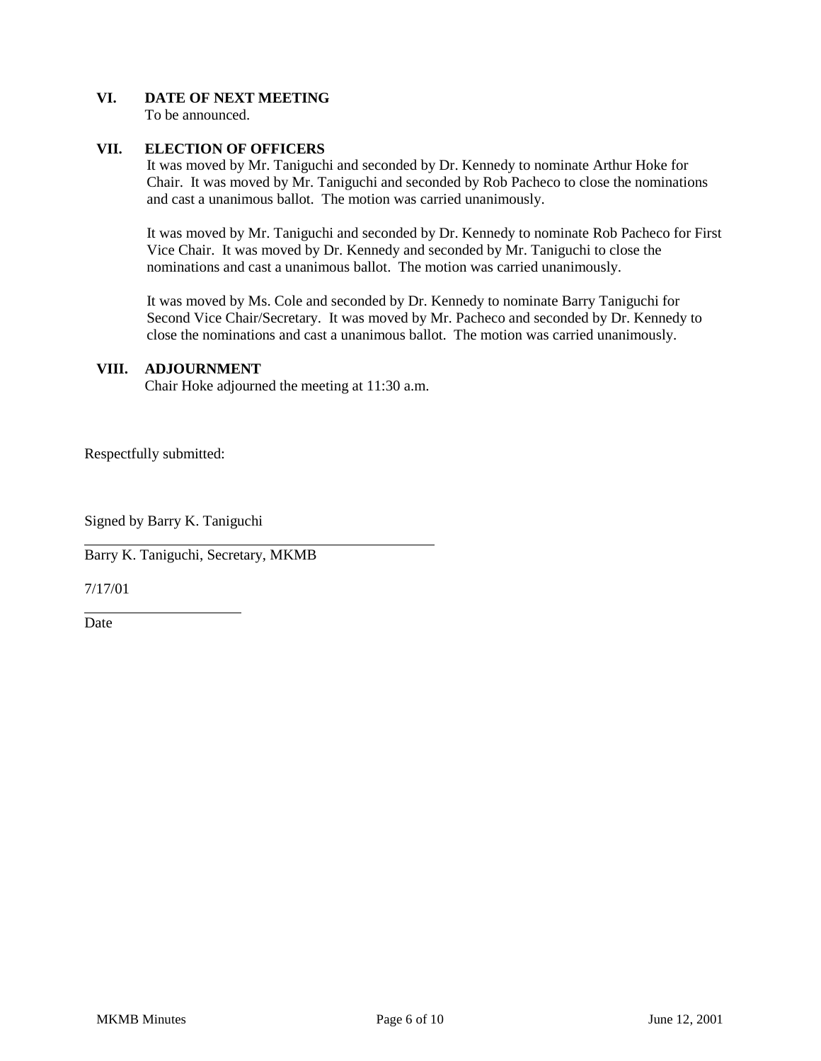## VI. DATE OF NEXT MEETING

To be announced.

## VII. ELECTION OF OFFICERS

It was moved by Mr. Taniguchi and seconded by Dr. Kennedy to nominate Arthur Hoke for Chair. It was moved by Mr. Taniguchi and seconded by Rob Pacheco to close the nominations and cast a unanimous ballot. The motion was carried unanimously.

It was moved by Mr. Taniguchi and seconded by Dr. Kennedy to nominate Rob Pacheco for First Vice Chair. It was moved by Dr. Kennedy and seconded by Mr. Taniguchi to close the nominations and cast a unanimous ballot. The motion was carried unanimously.

It was moved by Ms. Cole and seconded by Dr. Kennedy to nominate Barry Taniguchi for Second Vice Chair/Secretary. It was moved by Mr. Pacheco and seconded by Dr. Kennedy to close the nominations and cast a unanimous ballot. The motion was carried unanimously.

## VIII. ADJOURNMENT

Chair Hoke adjourned the meeting at 11:30 a.m.

Respectfully submitted:

Signed by Barry K. Taniguchi

Barry K. Taniguchi, Secretary, MKMB

7/17/01

Date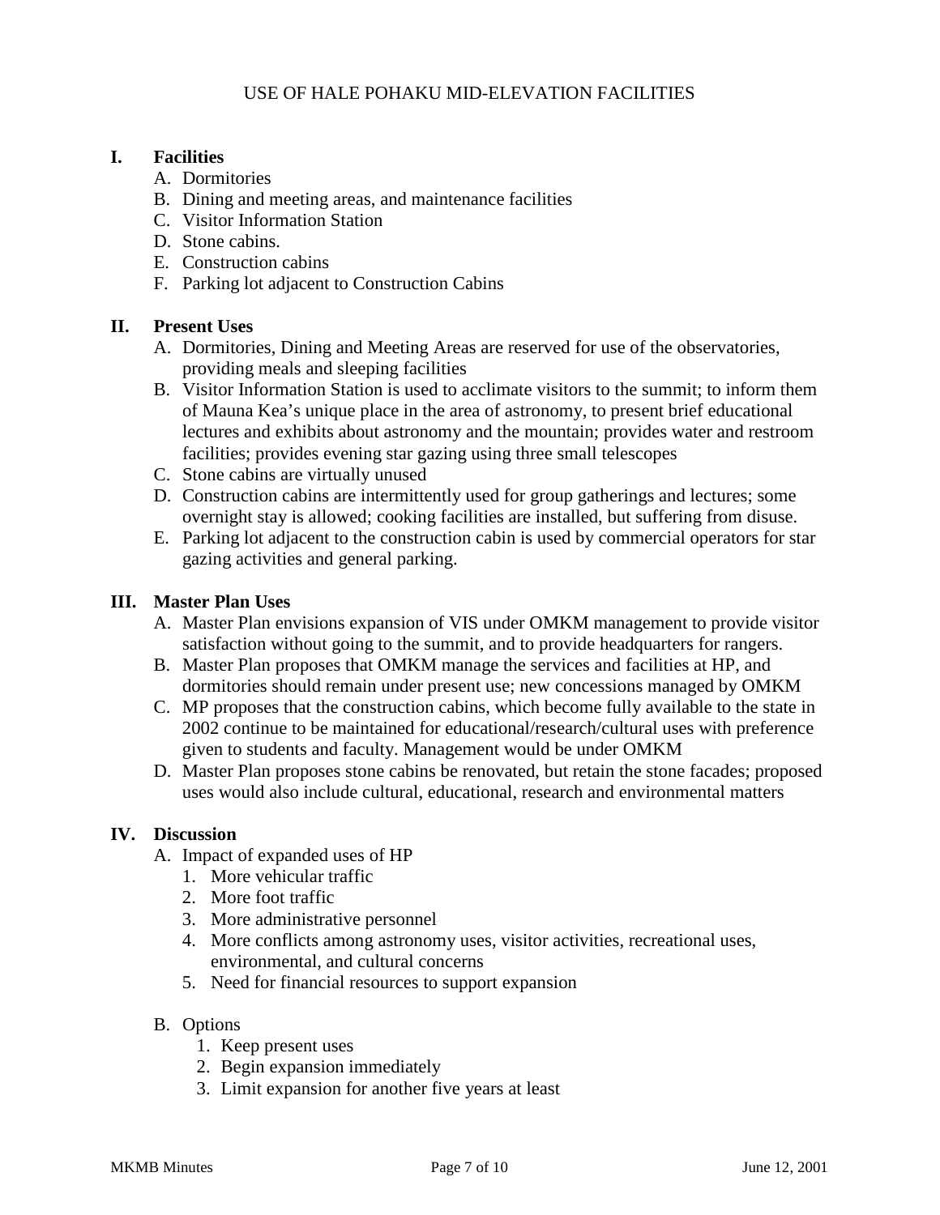USE OF HALE POHAKU MID-ELEVATION FACILITIES

**I. Facilities**

A. Dormitories
B. Dining and meeting areas, and maintenance facilities
C. Visitor Information Station
D. Stone cabins.
E. Construction cabins
F. Parking lot adjacent to Construction Cabins

**II. Present Uses**

A. Dormitories, Dining and Meeting Areas are reserved for use of the observatories, providing meals and sleeping facilities
B. Visitor Information Station is used to acclimate visitors to the summit; to inform them of Mauna Kea's unique place in the area of astronomy, to present brief educational lectures and exhibits about astronomy and the mountain; provides water and restroom facilities; provides evening star gazing using three small telescopes
C. Stone cabins are virtually unused
D. Construction cabins are intermittently used for group gatherings and lectures; some overnight stay is allowed; cooking facilities are installed, but suffering from disuse.
E. Parking lot adjacent to the construction cabin is used by commercial operators for star gazing activities and general parking.

**III. Master Plan Uses**

A. Master Plan envisions expansion of VIS under OMKM management to provide visitor satisfaction without going to the summit, and to provide headquarters for rangers.
B. Master Plan proposes that OMKM manage the services and facilities at HP, and dormitories should remain under present use; new concessions managed by OMKM
C. MP proposes that the construction cabins, which become fully available to the state in 2002 continue to be maintained for educational/research/cultural uses with preference given to students and faculty. Management would be under OMKM
D. Master Plan proposes stone cabins be renovated, but retain the stone facades; proposed uses would also include cultural, educational, research and environmental matters

**IV. Discussion**

A. Impact of expanded uses of HP
   1. More vehicular traffic
   2. More foot traffic
   3. More administrative personnel
   4. More conflicts among astronomy uses, visitor activities, recreational uses, environmental, and cultural concerns
   5. Need for financial resources to support expansion

B. Options
   1. Keep present uses
   2. Begin expansion immediately
   3. Limit expansion for another five years at least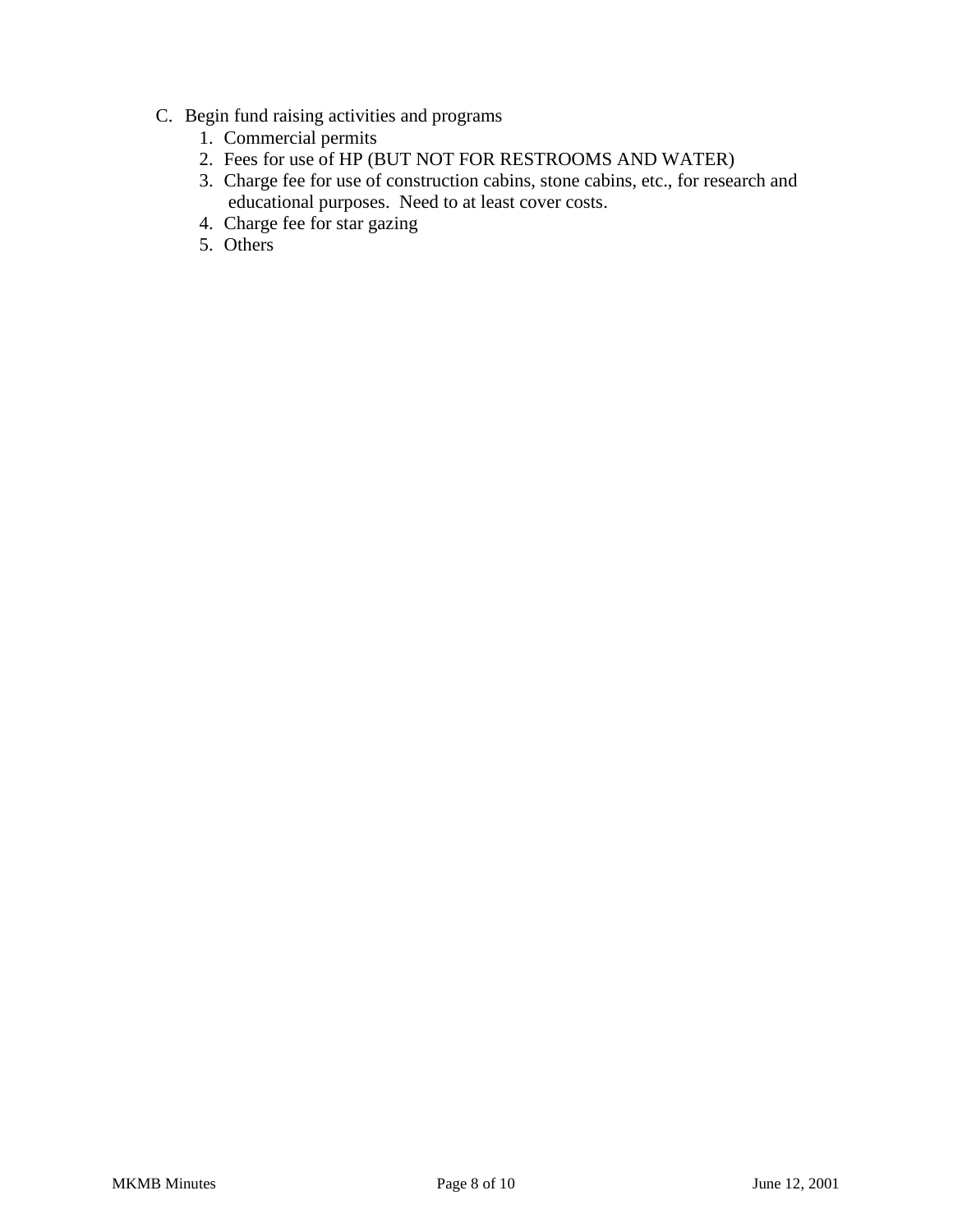C. Begin fund raising activities and programs
    1. Commercial permits
    2. Fees for use of HP (BUT NOT FOR RESTROOMS AND WATER)
    3. Charge fee for use of construction cabins, stone cabins, etc., for research and educational purposes. Need to at least cover costs.
    4. Charge fee for star gazing
    5. Others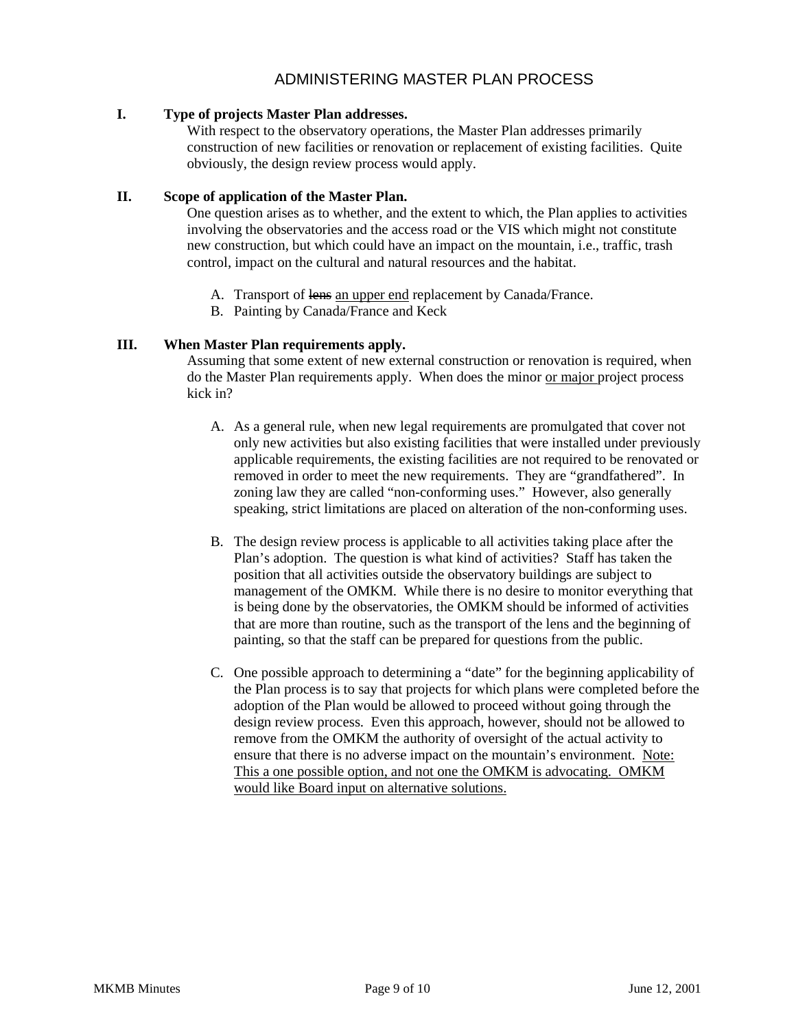# ADMINISTERING MASTER PLAN PROCESS

**I. Type of projects Master Plan addresses.**

With respect to the observatory operations, the Master Plan addresses primarily construction of new facilities or renovation or replacement of existing facilities. Quite obviously, the design review process would apply.

**II. Scope of application of the Master Plan.**

One question arises as to whether, and the extent to which, the Plan applies to activities involving the observatories and the access road or the VIS which might not constitute new construction, but which could have an impact on the mountain, i.e., traffic, trash control, impact on the cultural and natural resources and the habitat.

A. Transport of ~~lens~~ <u>an upper end</u> replacement by Canada/France.
B. Painting by Canada/France and Keck

**III. When Master Plan requirements apply.**

Assuming that some extent of new external construction or renovation is required, when do the Master Plan requirements apply. When does the minor <u>or major</u> project process kick in?

A. As a general rule, when new legal requirements are promulgated that cover not only new activities but also existing facilities that were installed under previously applicable requirements, the existing facilities are not required to be renovated or removed in order to meet the new requirements. They are "grandfathered". In zoning law they are called "non-conforming uses." However, also generally speaking, strict limitations are placed on alteration of the non-conforming uses.

B. The design review process is applicable to all activities taking place after the Plan's adoption. The question is what kind of activities? Staff has taken the position that all activities outside the observatory buildings are subject to management of the OMKM. While there is no desire to monitor everything that is being done by the observatories, the OMKM should be informed of activities that are more than routine, such as the transport of the lens and the beginning of painting, so that the staff can be prepared for questions from the public.

C. One possible approach to determining a "date" for the beginning applicability of the Plan process is to say that projects for which plans were completed before the adoption of the Plan would be allowed to proceed without going through the design review process. Even this approach, however, should not be allowed to remove from the OMKM the authority of oversight of the actual activity to ensure that there is no adverse impact on the mountain's environment. <u>Note: This a one possible option, and not one the OMKM is advocating. OMKM would like Board input on alternative solutions.</u>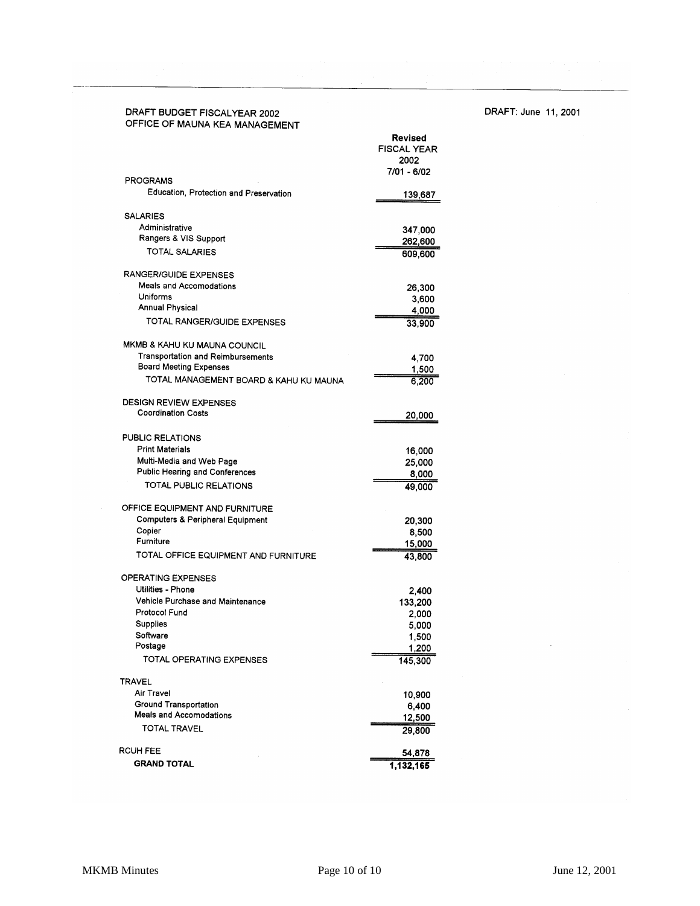DRAFT: June 11, 2001

# DRAFT BUDGET FISCALYEAR 2002
## OFFICE OF MAUNA KEA MANAGEMENT

| | Revised FISCAL YEAR 2002 7/01 - 6/02 |
|---|---|
| **PROGRAMS** | |
| Education, Protection and Preservation | 139,687 |
| **SALARIES** | |
| Administrative | 347,000 |
| Rangers & VIS Support | 262,600 |
| TOTAL SALARIES | 609,600 |
| **RANGER/GUIDE EXPENSES** | |
| Meals and Accomodations | 26,300 |
| Uniforms | 3,600 |
| Annual Physical | 4,000 |
| TOTAL RANGER/GUIDE EXPENSES | 33,900 |
| **MKMB & KAHU KU MAUNA COUNCIL** | |
| Transportation and Reimbursements | 4,700 |
| Board Meeting Expenses | 1,500 |
| TOTAL MANAGEMENT BOARD & KAHU KU MAUNA | 6,200 |
| **DESIGN REVIEW EXPENSES** | |
| Coordination Costs | 20,000 |
| **PUBLIC RELATIONS** | |
| Print Materials | 16,000 |
| Multi-Media and Web Page | 25,000 |
| Public Hearing and Conferences | 8,000 |
| TOTAL PUBLIC RELATIONS | 49,000 |
| **OFFICE EQUIPMENT AND FURNITURE** | |
| Computers & Peripheral Equipment | 20,300 |
| Copier | 8,500 |
| Furniture | 15,000 |
| TOTAL OFFICE EQUIPMENT AND FURNITURE | 43,800 |
| **OPERATING EXPENSES** | |
| Utilities - Phone | 2,400 |
| Vehicle Purchase and Maintenance | 133,200 |
| Protocol Fund | 2,000 |
| Supplies | 5,000 |
| Software | 1,500 |
| Postage | 1,200 |
| TOTAL OPERATING EXPENSES | 145,300 |
| **TRAVEL** | |
| Air Travel | 10,900 |
| Ground Transportation | 6,400 |
| Meals and Accomodations | 12,500 |
| TOTAL TRAVEL | 29,800 |
| **RCUH FEE** | 54,878 |
| **GRAND TOTAL** | 1,132,165 |